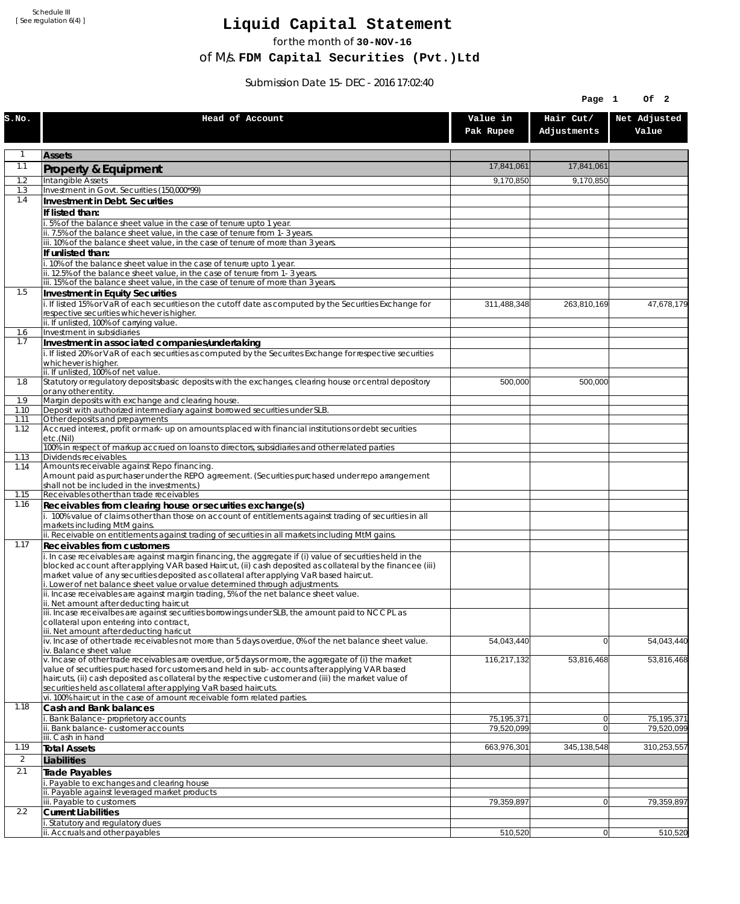Schedule III
[ See regulation 6(4) ]

# Liquid Capital Statement

for the month of **30-NOV-16**

of M/s. **FDM Capital Securities (Pvt.)Ltd**

Submission Date 15-DEC-2016 17:02:40

| S.No. | Head of Account | Value in Pak Rupee | Hair Cut/ Adjustments | Net Adjusted Value |
|---|---|---|---|---|
| 1 | **Assets** | | | |
| 1.1 | **Property & Equipment** | 17,841,061 | 17,841,061 | |
| 1.2 | Intangible Assets | 9,170,850 | 9,170,850 | |
| 1.3 | Investment in Govt. Securities (150,000*99) | | | |
| 1.4 | **Investment in Debt. Securities** | | | |
| | **If listed than:** | | | |
| | i. 5% of the balance sheet value in the case of tenure upto 1 year. | | | |
| | ii. 7.5% of the balance sheet value, in the case of tenure from 1-3 years. | | | |
| | iii. 10% of the balance sheet value, in the case of tenure of more than 3 years. | | | |
| | **If unlisted than:** | | | |
| | i. 10% of the balance sheet value in the case of tenure upto 1 year. | | | |
| | ii. 12.5% of the balance sheet value, in the case of tenure from 1-3 years. | | | |
| | iii. 15% of the balance sheet value, in the case of tenure of more than 3 years. | | | |
| 1.5 | **Investment in Equity Securities** | | | |
| | i. If listed 15% or VaR of each securities on the cutoff date as computed by the Securities Exchange for respective securities whichever is higher. | 311,488,348 | 263,810,169 | 47,678,179 |
| | ii. If unlisted, 100% of carrying value. | | | |
| 1.6 | Investment in subsidiaries | | | |
| 1.7 | **Investment in associated companies/undertaking** | | | |
| | i. If listed 20% or VaR of each securities as computed by the Securites Exchange for respective securities whichever is higher. | | | |
| | ii. If unlisted, 100% of net value. | | | |
| 1.8 | Statutory or regulatory deposits/basic deposits with the exchanges, clearing house or central depository or any other entity. | 500,000 | 500,000 | |
| 1.9 | Margin deposits with exchange and clearing house. | | | |
| 1.10 | Deposit with authorized intermediary against borrowed securities under SLB. | | | |
| 1.11 | Other deposits and prepayments | | | |
| 1.12 | Accrued interest, profit or mark-up on amounts placed with financial institutions or debt securities etc.(Nil) | | | |
| | 100% in respect of markup accrued on loans to directors, subsidiaries and other related parties | | | |
| 1.13 | Dividends receivables. | | | |
| 1.14 | Amounts receivable against Repo financing. Amount paid as purchaser under the REPO agreement. (Securities purchased under repo arrangement shall not be included in the investments.) | | | |
| 1.15 | Receivables other than trade receivables | | | |
| 1.16 | **Receivables from clearing house or securities exchange(s)** | | | |
| | i. 100% value of claims other than those on account of entitlements against trading of securities in all markets including MtM gains. | | | |
| | ii. Receivable on entitlements against trading of securities in all markets including MtM gains. | | | |
| 1.17 | **Receivables from customers** | | | |
| | i. In case receivables are against margin financing, the aggregate if (i) value of securities held in the blocked account after applying VAR based Haircut, (ii) cash deposited as collateral by the financee (iii) market value of any securities deposited as collateral after applying VaR based haircut. i. Lower of net balance sheet value or value determined through adjustments. | | | |
| | ii. Incase receivables are against margin trading, 5% of the net balance sheet value. ii. Net amount after deducting haircut | | | |
| | iii. Incase receivalbes are against securities borrowings under SLB, the amount paid to NCCPL as collateral upon entering into contract, iii. Net amount after deducting haricut | | | |
| | iv. Incase of other trade receivables not more than 5 days overdue, 0% of the net balance sheet value. iv. Balance sheet value | 54,043,440 | 0 | 54,043,440 |
| | v. Incase of other trade receivables are overdue, or 5 days or more, the aggregate of (i) the market value of securities purchased for customers and held in sub-accounts after applying VAR based haircuts, (ii) cash deposited as collateral by the respective customer and (iii) the market value of securities held as collateral after applying VaR based haircuts. | 116,217,132 | 53,816,468 | 53,816,468 |
| | vi. 100% haircut in the case of amount receivable form related parties. | | | |
| 1.18 | **Cash and Bank balances** | | | |
| | i. Bank Balance-proprietory accounts | 75,195,371 | 0 | 75,195,371 |
| | ii. Bank balance-customer accounts | 79,520,099 | 0 | 79,520,099 |
| | iii. Cash in hand | | | |
| 1.19 | **Total Assets** | 663,976,301 | 345,138,548 | 310,253,557 |
| 2 | **Liabilities** | | | |
| 2.1 | **Trade Payables** | | | |
| | i. Payable to exchanges and clearing house | | | |
| | ii. Payable against leveraged market products | | | |
| | iii. Payable to customers | 79,359,897 | 0 | 79,359,897 |
| 2.2 | **Current Liabilities** | | | |
| | i. Statutory and regulatory dues | | | |
| | ii. Accruals and other payables | 510,520 | 0 | 510,520 |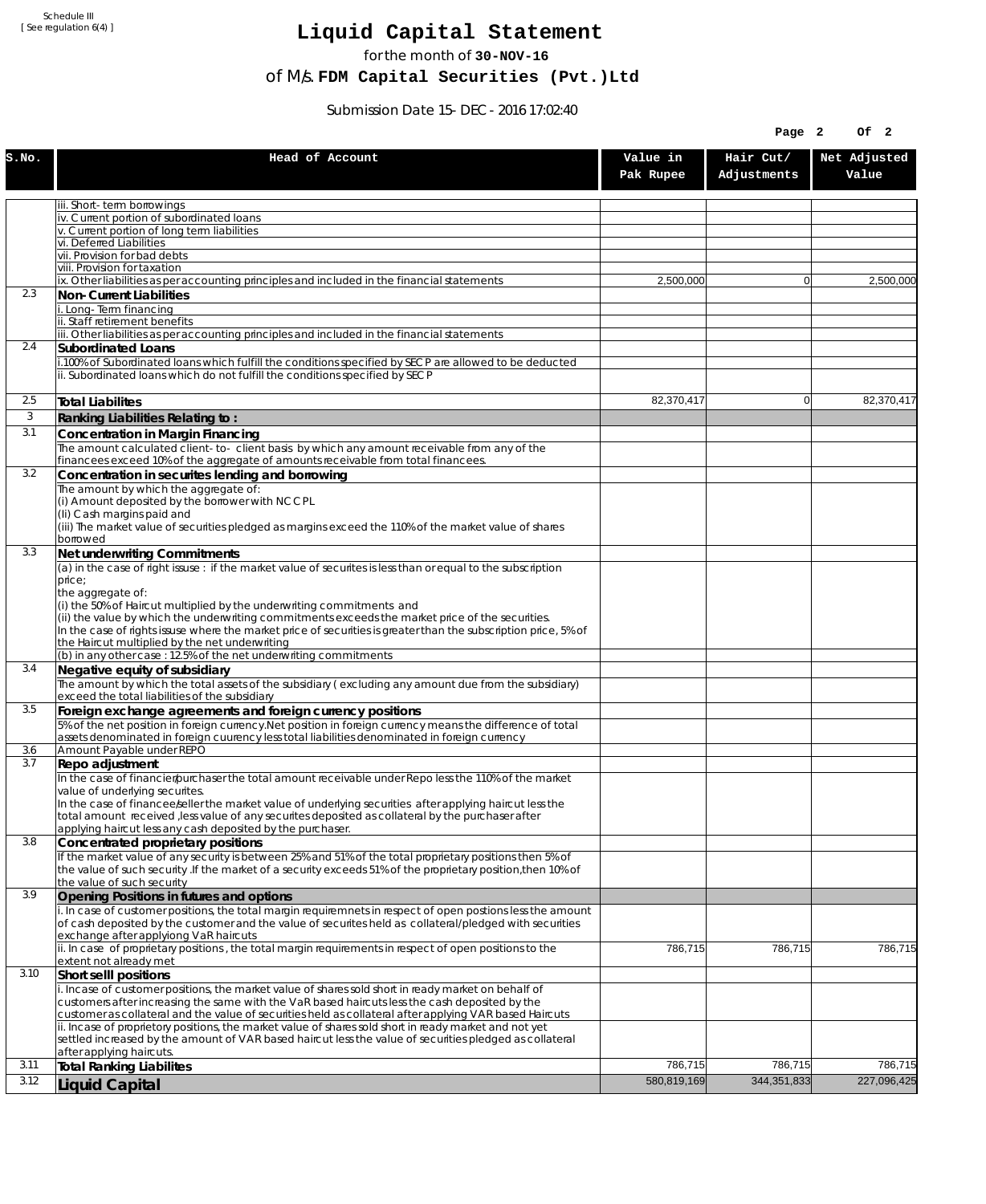Schedule III
[ See regulation 6(4) ]

# Liquid Capital Statement

for the month of **30-NOV-16**

of M/s. **FDM Capital Securities (Pvt.)Ltd**

Submission Date 15-DEC-2016 17:02:40

| S.No. | Head of Account | Value in Pak Rupee | Hair Cut/ Adjustments | Net Adjusted Value |
|---|---|---|---|---|
| | iii. Short-term borrowings | | | |
| | iv. Current portion of subordinated loans | | | |
| | v. Current portion of long term liabilities | | | |
| | vi. Deferred Liabilities | | | |
| | vii. Provision for bad debts | | | |
| | viii. Provision for taxation | | | |
| | ix. Other liabilities as per accounting principles and included in the financial statements | 2,500,000 | 0 | 2,500,000 |
| 2.3 | **Non-Current Liabilities** | | | |
| | i. Long-Term financing | | | |
| | ii. Staff retirement benefits | | | |
| | iii. Other liabilities as per accounting principles and included in the financial statements | | | |
| 2.4 | **Subordinated Loans** | | | |
| | i.100% of Subordinated loans which fulfill the conditions specified by SECP are allowed to be deducted | | | |
| | ii. Subordinated loans which do not fulfill the conditions specified by SECP | | | |
| 2.5 | **Total Liabilites** | 82,370,417 | 0 | 82,370,417 |
| 3 | **Ranking Liabilities Relating to :** | | | |
| 3.1 | **Concentration in Margin Financing** | | | |
| | The amount calculated client-to- client basis by which any amount receivable from any of the financees exceed 10% of the aggregate of amounts receivable from total financees. | | | |
| 3.2 | **Concentration in securites lending and borrowing** | | | |
| | The amount by which the aggregate of:<br>(i) Amount deposited by the borrower with NCCPL<br>(Ii) Cash margins paid and<br>(iii) The market value of securities pledged as margins exceed the 110% of the market value of shares borrowed | | | |
| 3.3 | **Net underwriting Commitments** | | | |
| | (a) in the case of right issuse : if the market value of securites is less than or equal to the subscription price;<br>the aggregate of:<br>(i) the 50% of Haircut multiplied by the underwriting commitments and<br>(ii) the value by which the underwriting commitments exceeds the market price of the securities.<br>In the case of rights issuse where the market price of securities is greater than the subscription price, 5% of the Haircut multiplied by the net underwriting | | | |
| | (b) in any other case : 12.5% of the net underwriting commitments | | | |
| 3.4 | **Negative equity of subsidiary** | | | |
| | The amount by which the total assets of the subsidiary ( excluding any amount due from the subsidiary) exceed the total liabilities of the subsidiary | | | |
| 3.5 | **Foreign exchange agreements and foreign currency positions** | | | |
| | 5% of the net position in foreign currency.Net position in foreign currency means the difference of total assets denominated in foreign cuurency less total liabilities denominated in foreign currency | | | |
| 3.6 | Amount Payable under REPO | | | |
| 3.7 | **Repo adjustment** | | | |
| | In the case of financier/purchaser the total amount receivable under Repo less the 110% of the market value of underlying securites.<br>In the case of financee/seller the market value of underlying securities after applying haircut less the total amount received ,less value of any securites deposited as collateral by the purchaser after applying haircut less any cash deposited by the purchaser. | | | |
| 3.8 | **Concentrated proprietary positions** | | | |
| | If the market value of any security is between 25% and 51% of the total proprietary positions then 5% of the value of such security .If the market of a security exceeds 51% of the proprietary position,then 10% of the value of such security | | | |
| 3.9 | **Opening Positions in futures and options** | | | |
| | i. In case of customer positions, the total margin requiremnets in respect of open postions less the amount of cash deposited by the customer and the value of securites held as collateral/ pledged with securities exchange after applyiong VaR haircuts | | | |
| | ii. In case of proprietary positions , the total margin requirements in respect of open positions to the extent not already met | 786,715 | 786,715 | 786,715 |
| 3.10 | **Short selll positions** | | | |
| | i. Incase of customer positions, the market value of shares sold short in ready market on behalf of customers after increasing the same with the VaR based haircuts less the cash deposited by the customer as collateral and the value of securities held as collateral after applying VAR based Haircuts | | | |
| | ii. Incase of proprietory positions, the market value of shares sold short in ready market and not yet settled increased by the amount of VAR based haircut less the value of securities pledged as collateral after applying haircuts. | | | |
| 3.11 | **Total Ranking Liabilites** | 786,715 | 786,715 | 786,715 |
| 3.12 | **Liquid Capital** | 580,819,169 | 344,351,833 | 227,096,425 |